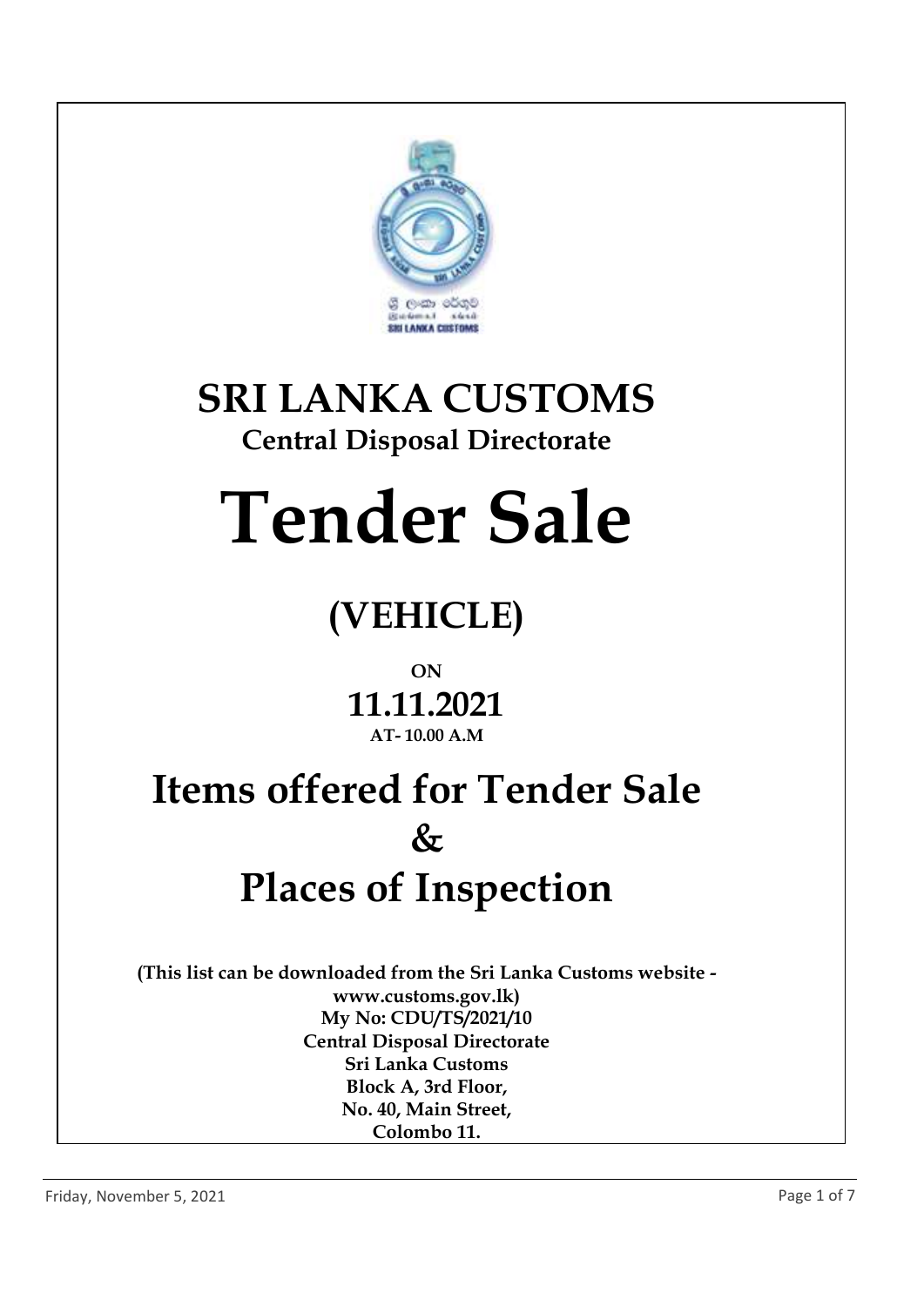# SRI LANKA CUSTOMS

## Central Disposal Directorate

# Tender Sale

## (VEHICLE)

**ON**

## 11.11.2021

**AT- 10.00 A.M**

# Items offered for Tender Sale & Places of Inspection

**(This list can be downloaded from the Sri Lanka Customs website - www.customs.gov.lk)**
**My No: CDU/TS/2021/10**
**Central Disposal Directorate**
**Sri Lanka Customs**
**Block A, 3rd Floor,**
**No. 40, Main Street,**
**Colombo 11.**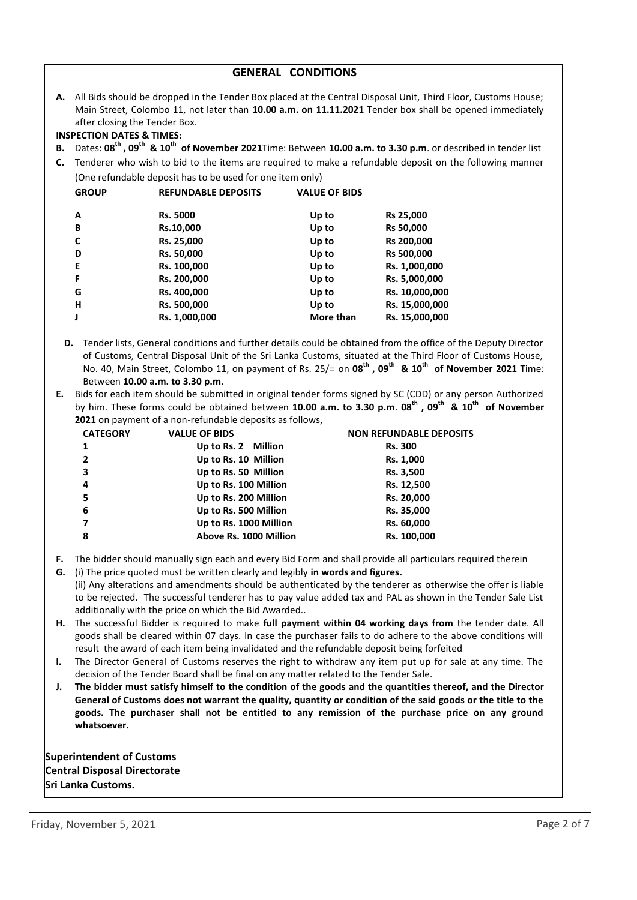## GENERAL CONDITIONS

**A.** All Bids should be dropped in the Tender Box placed at the Central Disposal Unit, Third Floor, Customs House; Main Street, Colombo 11, not later than **10.00 a.m. on 11.11.2021** Tender box shall be opened immediately after closing the Tender Box.

**INSPECTION DATES & TIMES:**

**B.** Dates: **08th , 09th & 10th of November 2021**Time: Between **10.00 a.m. to 3.30 p.m**. or described in tender list

**C.** Tenderer who wish to bid to the items are required to make a refundable deposit on the following manner (One refundable deposit has to be used for one item only)

| GROUP | REFUNDABLE DEPOSITS | VALUE OF BIDS | |
|---|---|---|---|
| A | Rs. 5000 | Up to | Rs 25,000 |
| B | Rs.10,000 | Up to | Rs 50,000 |
| C | Rs. 25,000 | Up to | Rs 200,000 |
| D | Rs. 50,000 | Up to | Rs 500,000 |
| E | Rs. 100,000 | Up to | Rs. 1,000,000 |
| F | Rs. 200,000 | Up to | Rs. 5,000,000 |
| G | Rs. 400,000 | Up to | Rs. 10,000,000 |
| H | Rs. 500,000 | Up to | Rs. 15,000,000 |
| J | Rs. 1,000,000 | More than | Rs. 15,000,000 |

**D.** Tender lists, General conditions and further details could be obtained from the office of the Deputy Director of Customs, Central Disposal Unit of the Sri Lanka Customs, situated at the Third Floor of Customs House, No. 40, Main Street, Colombo 11, on payment of Rs. 25/= on **08th , 09th & 10th of November 2021** Time: Between **10.00 a.m. to 3.30 p.m**.

**E.** Bids for each item should be submitted in original tender forms signed by SC (CDD) or any person Authorized by him. These forms could be obtained between **10.00 a.m. to 3.30 p.m**. **08th , 09th & 10th of November 2021** on payment of a non-refundable deposits as follows,

| CATEGORY | VALUE OF BIDS | NON REFUNDABLE DEPOSITS |
|---|---|---|
| 1 | Up to Rs. 2 Million | Rs. 300 |
| 2 | Up to Rs. 10 Million | Rs. 1,000 |
| 3 | Up to Rs. 50 Million | Rs. 3,500 |
| 4 | Up to Rs. 100 Million | Rs. 12,500 |
| 5 | Up to Rs. 200 Million | Rs. 20,000 |
| 6 | Up to Rs. 500 Million | Rs. 35,000 |
| 7 | Up to Rs. 1000 Million | Rs. 60,000 |
| 8 | Above Rs. 1000 Million | Rs. 100,000 |

**F.** The bidder should manually sign each and every Bid Form and shall provide all particulars required therein

**G.** (i) The price quoted must be written clearly and legibly **in words and figures.**
(ii) Any alterations and amendments should be authenticated by the tenderer as otherwise the offer is liable to be rejected. The successful tenderer has to pay value added tax and PAL as shown in the Tender Sale List additionally with the price on which the Bid Awarded..

**H.** The successful Bidder is required to make **full payment within 04 working days from** the tender date. All goods shall be cleared within 07 days. In case the purchaser fails to do adhere to the above conditions will result the award of each item being invalidated and the refundable deposit being forfeited

**I.** The Director General of Customs reserves the right to withdraw any item put up for sale at any time. The decision of the Tender Board shall be final on any matter related to the Tender Sale.

**J.** **The bidder must satisfy himself to the condition of the goods and the quantities thereof, and the Director General of Customs does not warrant the quality, quantity or condition of the said goods or the title to the goods. The purchaser shall not be entitled to any remission of the purchase price on any ground whatsoever.**

**Superintendent of Customs**
**Central Disposal Directorate**
**Sri Lanka Customs.**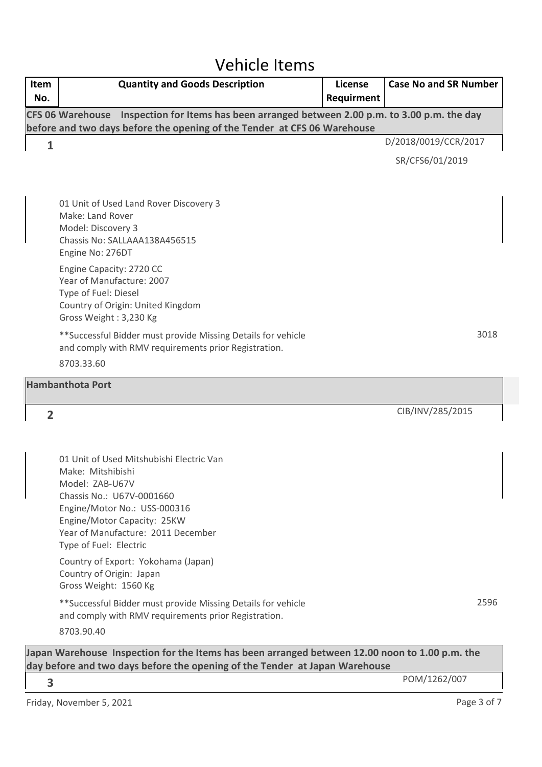# Vehicle Items

| Item No. | Quantity and Goods Description | License Requirment | Case No and SR Number |
|---|---|---|---|
| **CFS 06 Warehouse Inspection for Items has been arranged between 2.00 p.m. to 3.00 p.m. the day before and two days before the opening of the Tender at CFS 06 Warehouse** | | | |
| 1 | 01 Unit of Used Land Rover Discovery 3<br>Make: Land Rover<br>Model: Discovery 3<br>Chassis No: SALLAAA138A456515<br>Engine No: 276DT<br>Engine Capacity: 2720 CC<br>Year of Manufacture: 2007<br>Type of Fuel: Diesel<br>Country of Origin: United Kingdom<br>Gross Weight : 3,230 Kg<br>**Successful Bidder must provide Missing Details for vehicle and comply with RMV requirements prior Registration.<br>8703.33.60 | | D/2018/0019/CCR/2017<br>SR/CFS6/01/2019<br>3018 |
| **Hambanthota Port** | | | |
| 2 | 01 Unit of Used Mitshubishi Electric Van<br>Make: Mitshibishi<br>Model: ZAB-U67V<br>Chassis No.: U67V-0001660<br>Engine/Motor No.: USS-000316<br>Engine/Motor Capacity: 25KW<br>Year of Manufacture: 2011 December<br>Type of Fuel: Electric<br>Country of Export: Yokohama (Japan)<br>Country of Origin: Japan<br>Gross Weight: 1560 Kg<br>**Successful Bidder must provide Missing Details for vehicle and comply with RMV requirements prior Registration.<br>8703.90.40 | | CIB/INV/285/2015<br>2596 |
| **Japan Warehouse Inspection for the Items has been arranged between 12.00 noon to 1.00 p.m. the day before and two days before the opening of the Tender at Japan Warehouse** | | | |
| 3 | | | POM/1262/007 |

Friday, November 5, 2021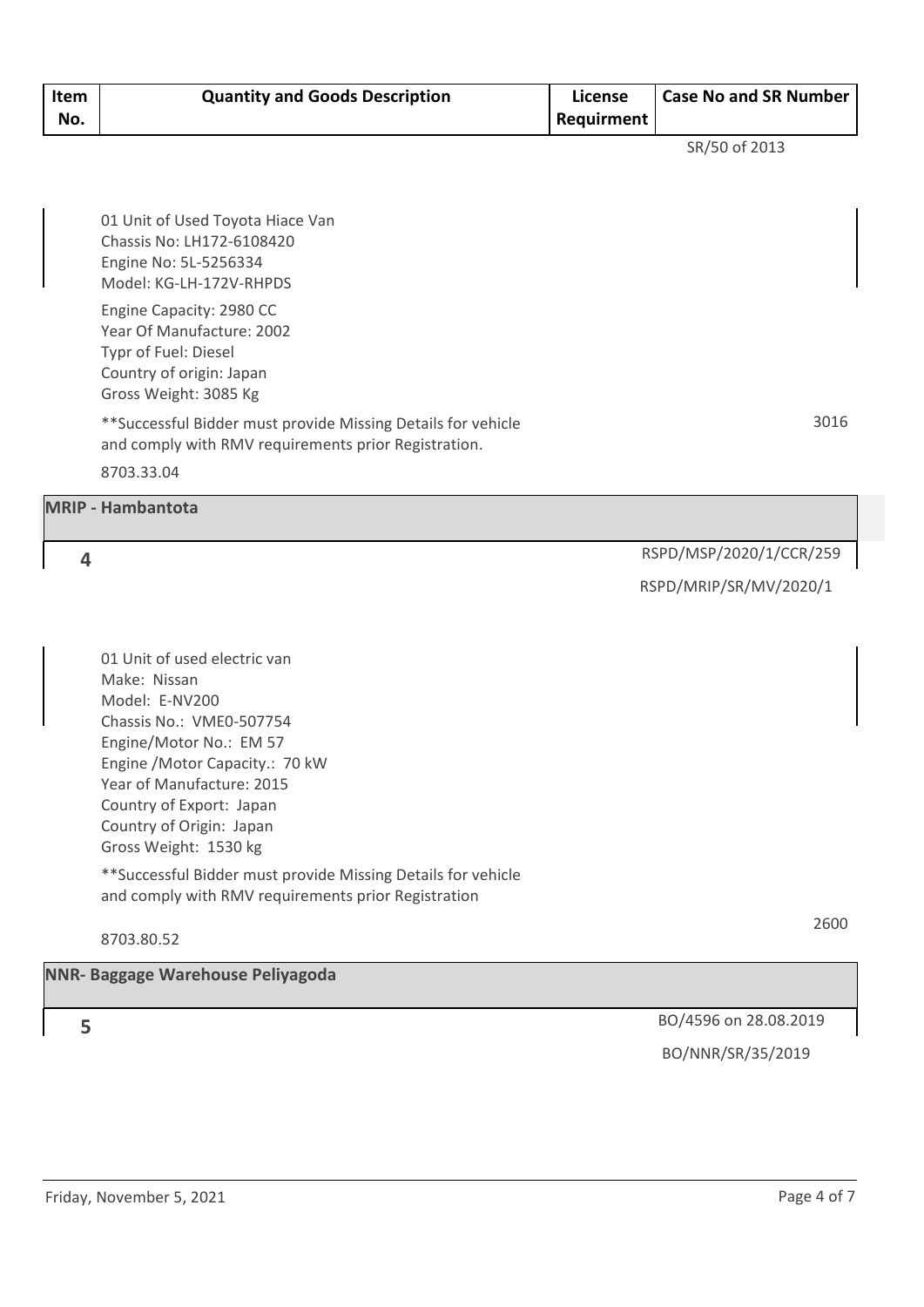| Item No. | Quantity and Goods Description | License Requirment | Case No and SR Number |
|---|---|---|---|
| | | | SR/50 of 2013 |
| | 01 Unit of Used Toyota Hiace Van<br>Chassis No: LH172-6108420<br>Engine No: 5L-5256334<br>Model: KG-LH-172V-RHPDS<br>Engine Capacity: 2980 CC<br>Year Of Manufacture: 2002<br>Typr of Fuel: Diesel<br>Country of origin: Japan<br>Gross Weight: 3085 Kg<br>**Successful Bidder must provide Missing Details for vehicle and comply with RMV requirements prior Registration.<br>8703.33.04 | | 3016 |
| **MRIP - Hambantota** | | | |
| 4 | | | RSPD/MSP/2020/1/CCR/259<br>RSPD/MRIP/SR/MV/2020/1 |
| | 01 Unit of used electric van<br>Make: Nissan<br>Model: E-NV200<br>Chassis No.: VME0-507754<br>Engine/Motor No.: EM 57<br>Engine /Motor Capacity.: 70 kW<br>Year of Manufacture: 2015<br>Country of Export: Japan<br>Country of Origin: Japan<br>Gross Weight: 1530 kg<br>**Successful Bidder must provide Missing Details for vehicle and comply with RMV requirements prior Registration<br>8703.80.52 | | 2600 |
| **NNR- Baggage Warehouse Peliyagoda** | | | |
| 5 | | | BO/4596 on 28.08.2019<br>BO/NNR/SR/35/2019 |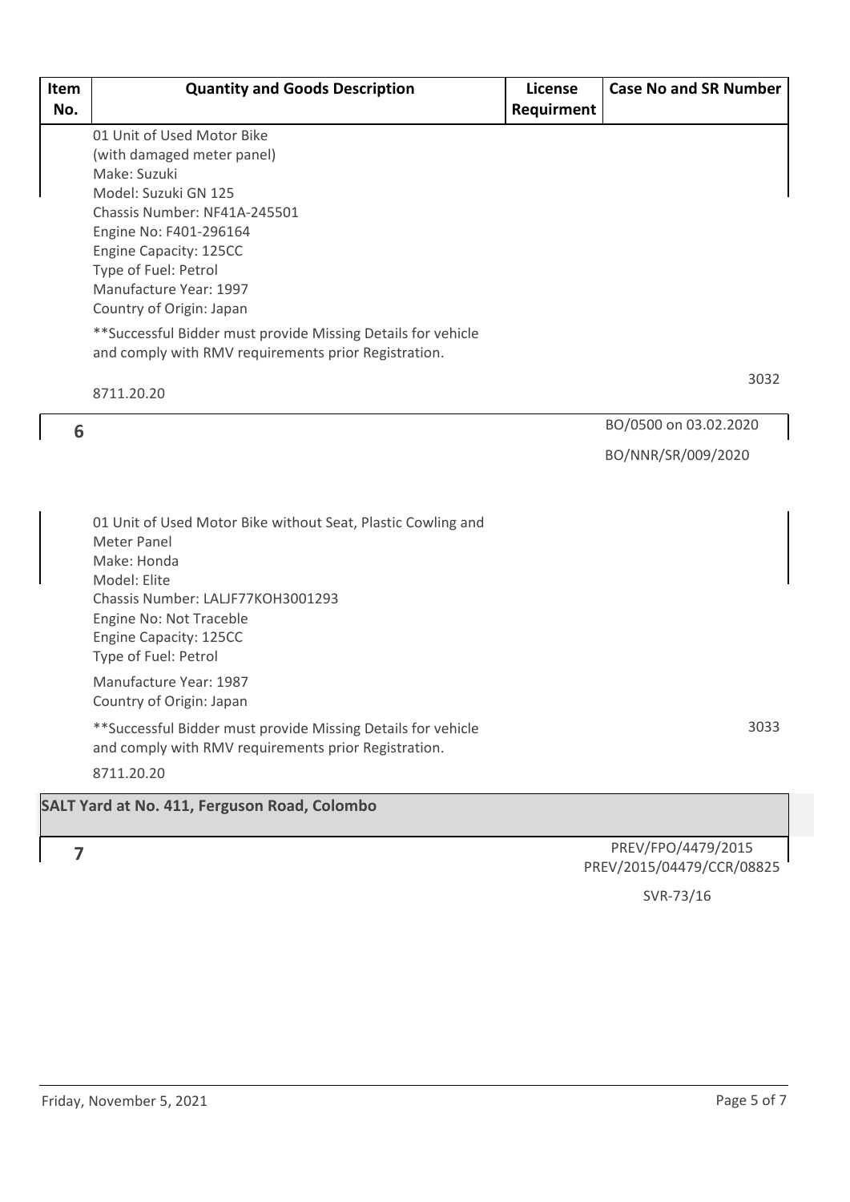| Item No. | Quantity and Goods Description | License Requirment | Case No and SR Number |
|---|---|---|---|
| | 01 Unit of Used Motor Bike<br>(with damaged meter panel)<br>Make: Suzuki<br>Model: Suzuki GN 125<br>Chassis Number: NF41A-245501<br>Engine No: F401-296164<br>Engine Capacity: 125CC<br>Type of Fuel: Petrol<br>Manufacture Year: 1997<br>Country of Origin: Japan<br>**Successful Bidder must provide Missing Details for vehicle and comply with RMV requirements prior Registration.<br>8711.20.20 | | 3032 |
| 6 | 01 Unit of Used Motor Bike without Seat, Plastic Cowling and Meter Panel<br>Make: Honda<br>Model: Elite<br>Chassis Number: LALJF77KOH3001293<br>Engine No: Not Traceble<br>Engine Capacity: 125CC<br>Type of Fuel: Petrol<br>Manufacture Year: 1987<br>Country of Origin: Japan<br>**Successful Bidder must provide Missing Details for vehicle and comply with RMV requirements prior Registration.<br>8711.20.20 | | BO/0500 on 03.02.2020<br>BO/NNR/SR/009/2020<br>3033 |
| **SALT Yard at No. 411, Ferguson Road, Colombo** | | | |
| 7 | | | PREV/FPO/4479/2015<br>PREV/2015/04479/CCR/08825<br>SVR-73/16 |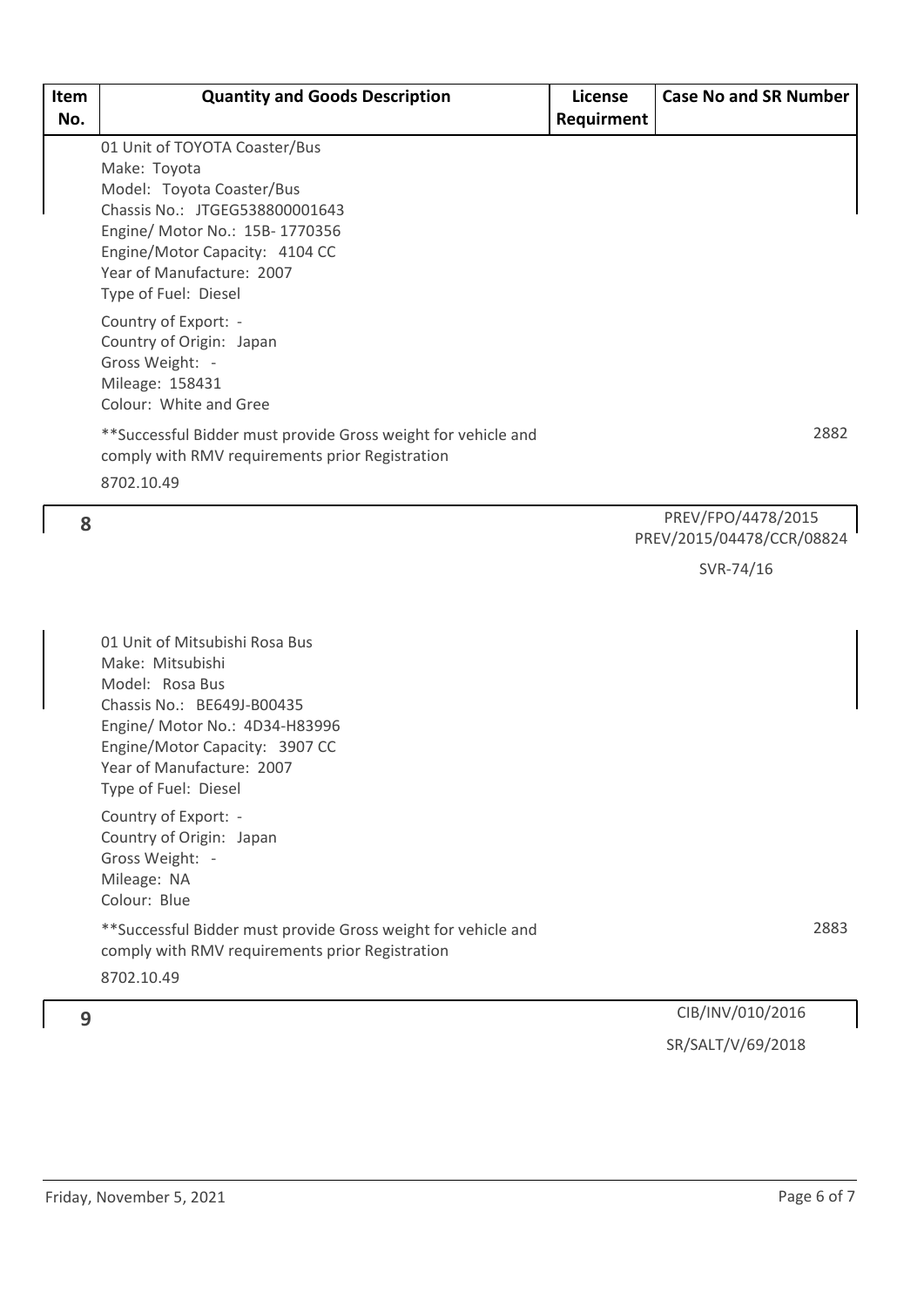| Item No. | Quantity and Goods Description | License Requirment | Case No and SR Number |
| --- | --- | --- | --- |
| 8 | 01 Unit of TOYOTA Coaster/Bus<br>Make: Toyota<br>Model: Toyota Coaster/Bus<br>Chassis No.: JTGEG538800001643<br>Engine/ Motor No.: 15B- 1770356<br>Engine/Motor Capacity: 4104 CC<br>Year of Manufacture: 2007<br>Type of Fuel: Diesel<br>Country of Export: -<br>Country of Origin: Japan<br>Gross Weight: -<br>Mileage: 158431<br>Colour: White and Gree<br>**Successful Bidder must provide Gross weight for vehicle and comply with RMV requirements prior Registration<br>8702.10.49 | | 2882<br>PREV/FPO/4478/2015<br>PREV/2015/04478/CCR/08824<br>SVR-74/16 |
| 9 | 01 Unit of Mitsubishi Rosa Bus<br>Make: Mitsubishi<br>Model: Rosa Bus<br>Chassis No.: BE649J-B00435<br>Engine/ Motor No.: 4D34-H83996<br>Engine/Motor Capacity: 3907 CC<br>Year of Manufacture: 2007<br>Type of Fuel: Diesel<br>Country of Export: -<br>Country of Origin: Japan<br>Gross Weight: -<br>Mileage: NA<br>Colour: Blue<br>**Successful Bidder must provide Gross weight for vehicle and comply with RMV requirements prior Registration<br>8702.10.49 | | 2883<br>CIB/INV/010/2016<br>SR/SALT/V/69/2018 |

Friday, November 5, 2021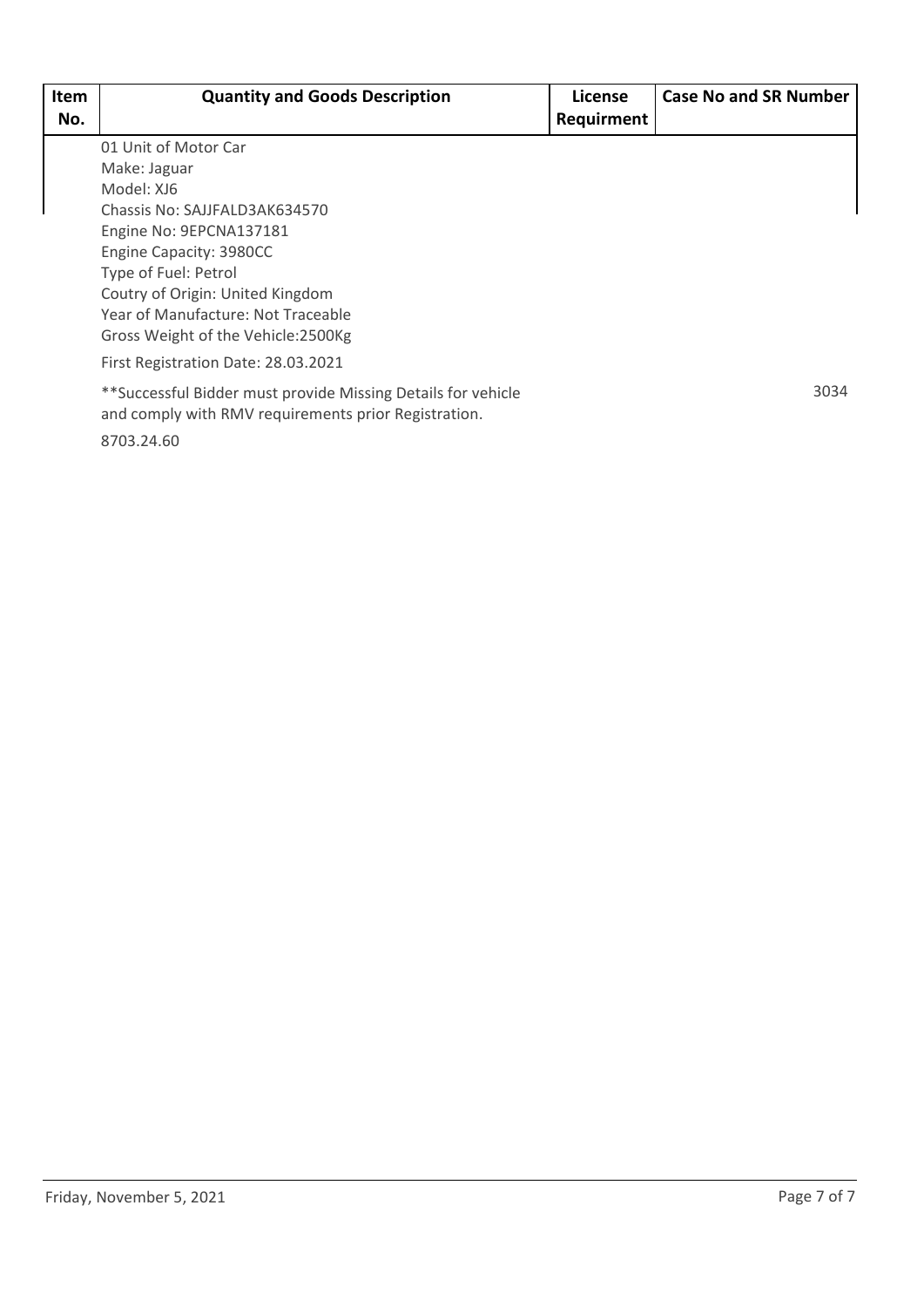| Item No. | Quantity and Goods Description | License Requirment | Case No and SR Number |
|---|---|---|---|
| | 01 Unit of Motor Car<br>Make: Jaguar<br>Model: XJ6<br>Chassis No: SAJJFALD3AK634570<br>Engine No: 9EPCNA137181<br>Engine Capacity: 3980CC<br>Type of Fuel: Petrol<br>Coutry of Origin: United Kingdom<br>Year of Manufacture: Not Traceable<br>Gross Weight of the Vehicle:2500Kg<br>First Registration Date: 28.03.2021<br>**Successful Bidder must provide Missing Details for vehicle and comply with RMV requirements prior Registration.<br>8703.24.60 | | 3034 |

Friday, November 5, 2021